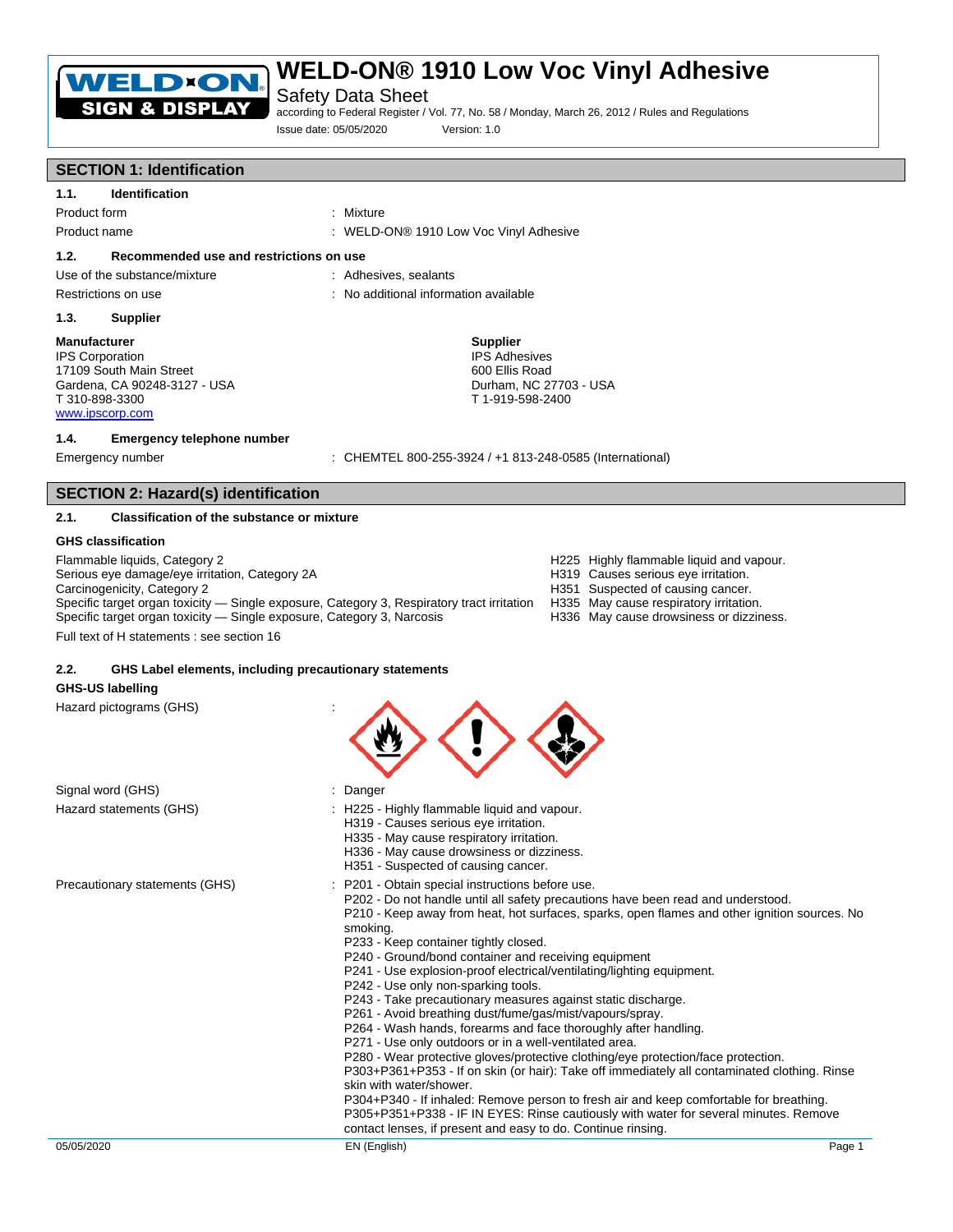# WELD-ON® 1910 Low Voc Vinyl Adhesive

Safety Data Sheet

according to Federal Register / Vol. 77, No. 58 / Monday, March 26, 2012 / Rules and Regulations

Issue date: 05/05/2020 Version: 1.0

## SECTION 1: Identification

### 1.1. Identification

| | |
|---|---|
| Product form | : Mixture |
| Product name | : WELD-ON® 1910 Low Voc Vinyl Adhesive |

### 1.2. Recommended use and restrictions on use

| | |
|---|---|
| Use of the substance/mixture | : Adhesives, sealants |
| Restrictions on use | : No additional information available |

### 1.3. Supplier

**Manufacturer**
IPS Corporation
17109 South Main Street
Gardena, CA 90248-3127 - USA
T 310-898-3300
www.ipscorp.com

**Supplier**
IPS Adhesives
600 Ellis Road
Durham, NC 27703 - USA
T 1-919-598-2400

### 1.4. Emergency telephone number

| | |
|---|---|
| Emergency number | : CHEMTEL 800-255-3924 / +1 813-248-0585 (International) |

## SECTION 2: Hazard(s) identification

### 2.1. Classification of the substance or mixture

**GHS classification**

| | |
|---|---|
| Flammable liquids, Category 2 | H225 Highly flammable liquid and vapour. |
| Serious eye damage/eye irritation, Category 2A | H319 Causes serious eye irritation. |
| Carcinogenicity, Category 2 | H351 Suspected of causing cancer. |
| Specific target organ toxicity — Single exposure, Category 3, Respiratory tract irritation | H335 May cause respiratory irritation. |
| Specific target organ toxicity — Single exposure, Category 3, Narcosis | H336 May cause drowsiness or dizziness. |

Full text of H statements : see section 16

### 2.2. GHS Label elements, including precautionary statements

**GHS-US labelling**

Hazard pictograms (GHS) :

Signal word (GHS) : Danger

Hazard statements (GHS) :
- H225 - Highly flammable liquid and vapour.
- H319 - Causes serious eye irritation.
- H335 - May cause respiratory irritation.
- H336 - May cause drowsiness or dizziness.
- H351 - Suspected of causing cancer.

Precautionary statements (GHS) :
- P201 - Obtain special instructions before use.
- P202 - Do not handle until all safety precautions have been read and understood.
- P210 - Keep away from heat, hot surfaces, sparks, open flames and other ignition sources. No smoking.
- P233 - Keep container tightly closed.
- P240 - Ground/bond container and receiving equipment
- P241 - Use explosion-proof electrical/ventilating/lighting equipment.
- P242 - Use only non-sparking tools.
- P243 - Take precautionary measures against static discharge.
- P261 - Avoid breathing dust/fume/gas/mist/vapours/spray.
- P264 - Wash hands, forearms and face thoroughly after handling.
- P271 - Use only outdoors or in a well-ventilated area.
- P280 - Wear protective gloves/protective clothing/eye protection/face protection.
- P303+P361+P353 - If on skin (or hair): Take off immediately all contaminated clothing. Rinse skin with water/shower.
- P304+P340 - If inhaled: Remove person to fresh air and keep comfortable for breathing.
- P305+P351+P338 - IF IN EYES: Rinse cautiously with water for several minutes. Remove contact lenses, if present and easy to do. Continue rinsing.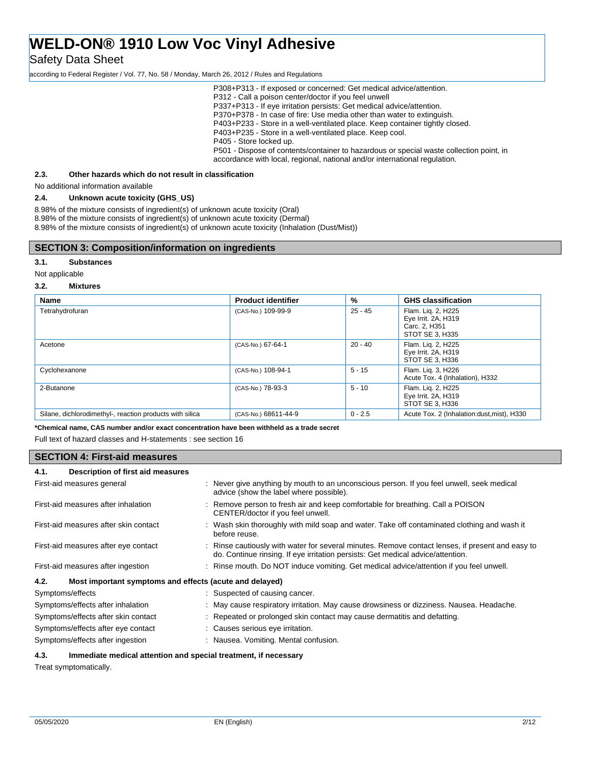P308+P313 - If exposed or concerned: Get medical advice/attention.
P312 - Call a poison center/doctor if you feel unwell
P337+P313 - If eye irritation persists: Get medical advice/attention.
P370+P378 - In case of fire: Use media other than water to extinguish.
P403+P233 - Store in a well-ventilated place. Keep container tightly closed.
P403+P235 - Store in a well-ventilated place. Keep cool.
P405 - Store locked up.
P501 - Dispose of contents/container to hazardous or special waste collection point, in accordance with local, regional, national and/or international regulation.

### 2.3. Other hazards which do not result in classification

No additional information available

### 2.4. Unknown acute toxicity (GHS_US)

8.98% of the mixture consists of ingredient(s) of unknown acute toxicity (Oral)
8.98% of the mixture consists of ingredient(s) of unknown acute toxicity (Dermal)
8.98% of the mixture consists of ingredient(s) of unknown acute toxicity (Inhalation (Dust/Mist))

## SECTION 3: Composition/information on ingredients

### 3.1. Substances

Not applicable

### 3.2. Mixtures

| Name | Product identifier | % | GHS classification |
|---|---|---|---|
| Tetrahydrofuran | (CAS-No.) 109-99-9 | 25 - 45 | Flam. Liq. 2, H225<br>Eye Irrit. 2A, H319<br>Carc. 2, H351<br>STOT SE 3, H335 |
| Acetone | (CAS-No.) 67-64-1 | 20 - 40 | Flam. Liq. 2, H225<br>Eye Irrit. 2A, H319<br>STOT SE 3, H336 |
| Cyclohexanone | (CAS-No.) 108-94-1 | 5 - 15 | Flam. Liq. 3, H226<br>Acute Tox. 4 (Inhalation), H332 |
| 2-Butanone | (CAS-No.) 78-93-3 | 5 - 10 | Flam. Liq. 2, H225<br>Eye Irrit. 2A, H319<br>STOT SE 3, H336 |
| Silane, dichlorodimethyl-, reaction products with silica | (CAS-No.) 68611-44-9 | 0 - 2.5 | Acute Tox. 2 (Inhalation:dust,mist), H330 |

**\*Chemical name, CAS number and/or exact concentration have been withheld as a trade secret**

Full text of hazard classes and H-statements : see section 16

## SECTION 4: First-aid measures

### 4.1. Description of first aid measures

First-aid measures general : Never give anything by mouth to an unconscious person. If you feel unwell, seek medical advice (show the label where possible).

First-aid measures after inhalation : Remove person to fresh air and keep comfortable for breathing. Call a POISON CENTER/doctor if you feel unwell.

First-aid measures after skin contact : Wash skin thoroughly with mild soap and water. Take off contaminated clothing and wash it before reuse.

First-aid measures after eye contact : Rinse cautiously with water for several minutes. Remove contact lenses, if present and easy to do. Continue rinsing. If eye irritation persists: Get medical advice/attention.

First-aid measures after ingestion : Rinse mouth. Do NOT induce vomiting. Get medical advice/attention if you feel unwell.

### 4.2. Most important symptoms and effects (acute and delayed)

Symptoms/effects : Suspected of causing cancer.

Symptoms/effects after inhalation : May cause respiratory irritation. May cause drowsiness or dizziness. Nausea. Headache.

Symptoms/effects after skin contact : Repeated or prolonged skin contact may cause dermatitis and defatting.

Symptoms/effects after eye contact : Causes serious eye irritation.

Symptoms/effects after ingestion : Nausea. Vomiting. Mental confusion.

### 4.3. Immediate medical attention and special treatment, if necessary

Treat symptomatically.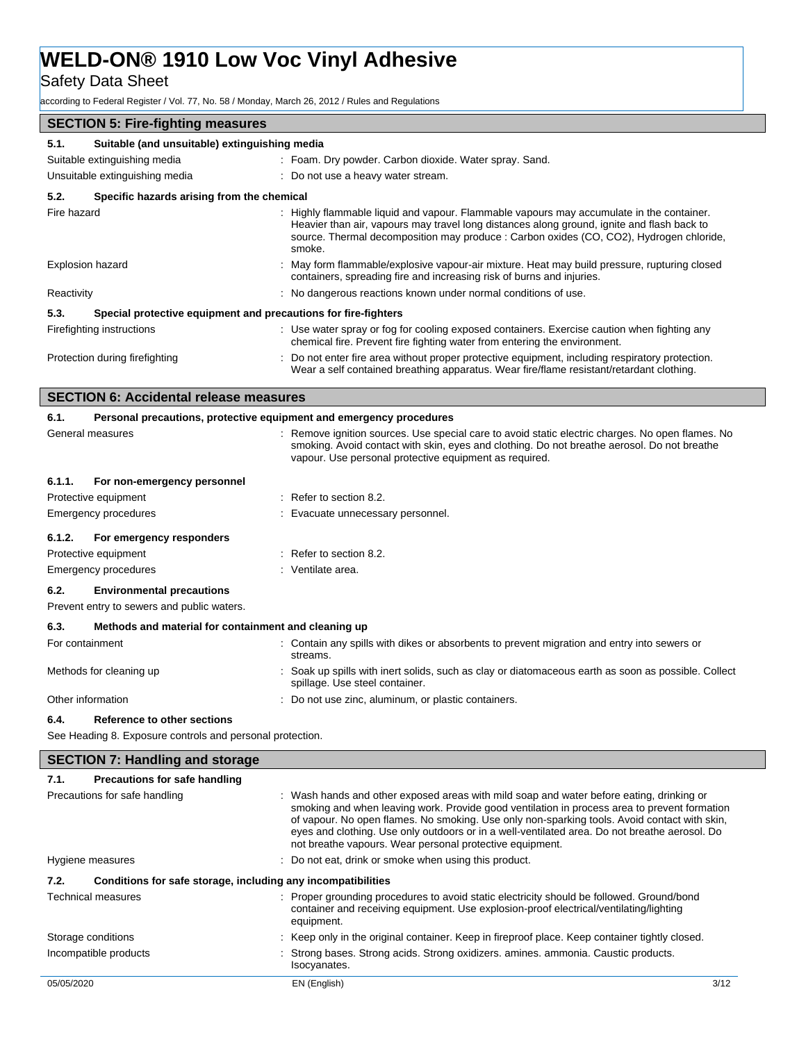## SECTION 5: Fire-fighting measures

### 5.1. Suitable (and unsuitable) extinguishing media

| | |
|---|---|
| Suitable extinguishing media | : Foam. Dry powder. Carbon dioxide. Water spray. Sand. |
| Unsuitable extinguishing media | : Do not use a heavy water stream. |

### 5.2. Specific hazards arising from the chemical

| | |
|---|---|
| Fire hazard | : Highly flammable liquid and vapour. Flammable vapours may accumulate in the container. Heavier than air, vapours may travel long distances along ground, ignite and flash back to source. Thermal decomposition may produce : Carbon oxides (CO, CO2), Hydrogen chloride, smoke. |
| Explosion hazard | : May form flammable/explosive vapour-air mixture. Heat may build pressure, rupturing closed containers, spreading fire and increasing risk of burns and injuries. |
| Reactivity | : No dangerous reactions known under normal conditions of use. |

### 5.3. Special protective equipment and precautions for fire-fighters

| | |
|---|---|
| Firefighting instructions | : Use water spray or fog for cooling exposed containers. Exercise caution when fighting any chemical fire. Prevent fire fighting water from entering the environment. |
| Protection during firefighting | : Do not enter fire area without proper protective equipment, including respiratory protection. Wear a self contained breathing apparatus. Wear fire/flame resistant/retardant clothing. |

## SECTION 6: Accidental release measures

### 6.1. Personal precautions, protective equipment and emergency procedures

| | |
|---|---|
| General measures | : Remove ignition sources. Use special care to avoid static electric charges. No open flames. No smoking. Avoid contact with skin, eyes and clothing. Do not breathe aerosol. Do not breathe vapour. Use personal protective equipment as required. |

#### 6.1.1. For non-emergency personnel

| | |
|---|---|
| Protective equipment | : Refer to section 8.2. |
| Emergency procedures | : Evacuate unnecessary personnel. |

#### 6.1.2. For emergency responders

| | |
|---|---|
| Protective equipment | : Refer to section 8.2. |
| Emergency procedures | : Ventilate area. |

### 6.2. Environmental precautions

Prevent entry to sewers and public waters.

### 6.3. Methods and material for containment and cleaning up

| | |
|---|---|
| For containment | : Contain any spills with dikes or absorbents to prevent migration and entry into sewers or streams. |
| Methods for cleaning up | : Soak up spills with inert solids, such as clay or diatomaceous earth as soon as possible. Collect spillage. Use steel container. |
| Other information | : Do not use zinc, aluminum, or plastic containers. |

### 6.4. Reference to other sections

See Heading 8. Exposure controls and personal protection.

## SECTION 7: Handling and storage

### 7.1. Precautions for safe handling

| | |
|---|---|
| Precautions for safe handling | : Wash hands and other exposed areas with mild soap and water before eating, drinking or smoking and when leaving work. Provide good ventilation in process area to prevent formation of vapour. No open flames. No smoking. Use only non-sparking tools. Avoid contact with skin, eyes and clothing. Use only outdoors or in a well-ventilated area. Do not breathe aerosol. Do not breathe vapours. Wear personal protective equipment. |
| Hygiene measures | : Do not eat, drink or smoke when using this product. |

### 7.2. Conditions for safe storage, including any incompatibilities

| | |
|---|---|
| Technical measures | : Proper grounding procedures to avoid static electricity should be followed. Ground/bond container and receiving equipment. Use explosion-proof electrical/ventilating/lighting equipment. |
| Storage conditions | : Keep only in the original container. Keep in fireproof place. Keep container tightly closed. |
| Incompatible products | : Strong bases. Strong acids. Strong oxidizers. amines. ammonia. Caustic products. Isocyanates. |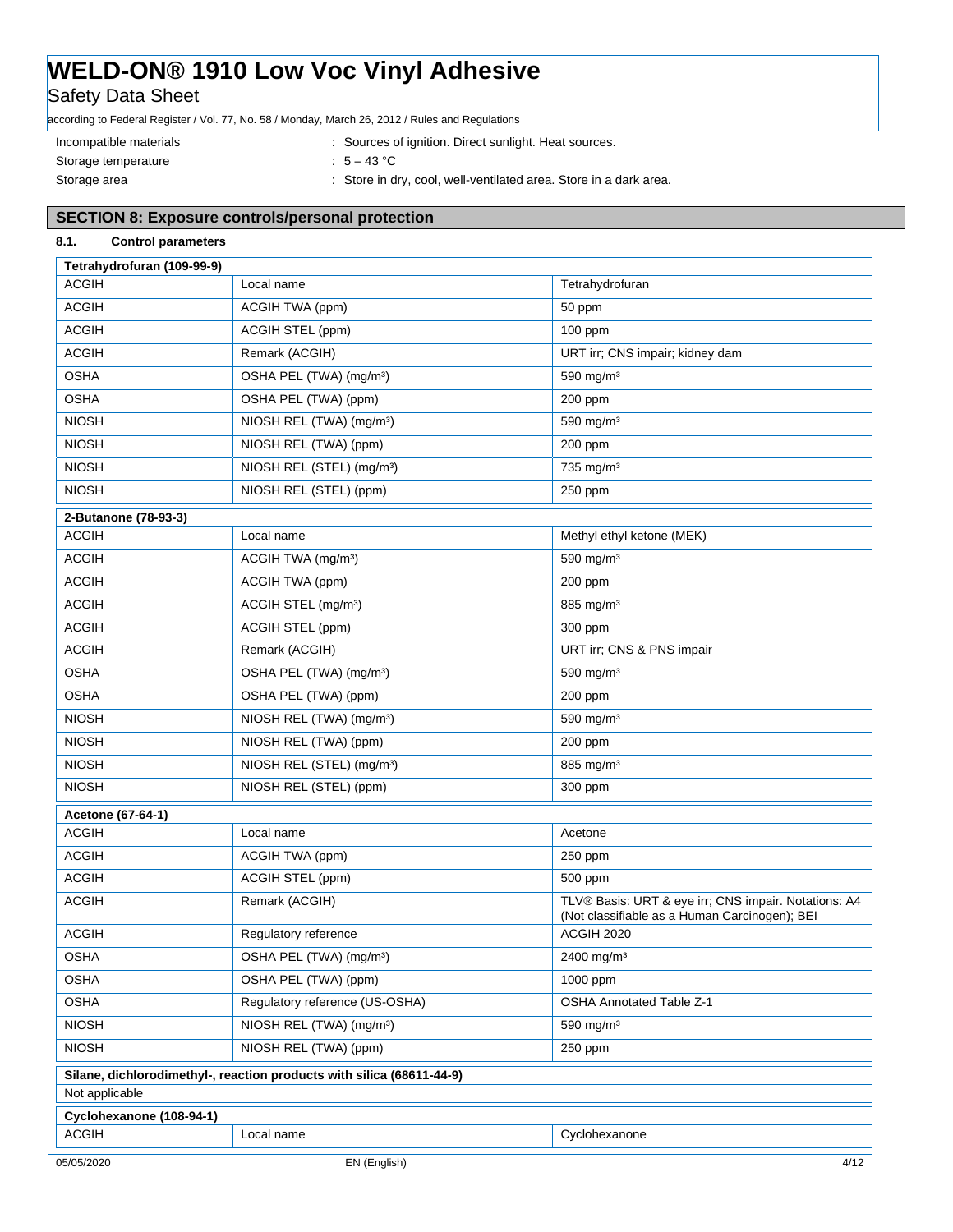| | |
|---|---|
| Incompatible materials | : Sources of ignition. Direct sunlight. Heat sources. |
| Storage temperature | : 5 – 43 °C |
| Storage area | : Store in dry, cool, well-ventilated area. Store in a dark area. |

## SECTION 8: Exposure controls/personal protection

### 8.1. Control parameters

| Tetrahydrofuran (109-99-9) | | |
|---|---|---|
| ACGIH | Local name | Tetrahydrofuran |
| ACGIH | ACGIH TWA (ppm) | 50 ppm |
| ACGIH | ACGIH STEL (ppm) | 100 ppm |
| ACGIH | Remark (ACGIH) | URT irr; CNS impair; kidney dam |
| OSHA | OSHA PEL (TWA) (mg/m³) | 590 mg/m³ |
| OSHA | OSHA PEL (TWA) (ppm) | 200 ppm |
| NIOSH | NIOSH REL (TWA) (mg/m³) | 590 mg/m³ |
| NIOSH | NIOSH REL (TWA) (ppm) | 200 ppm |
| NIOSH | NIOSH REL (STEL) (mg/m³) | 735 mg/m³ |
| NIOSH | NIOSH REL (STEL) (ppm) | 250 ppm |

| 2-Butanone (78-93-3) | | |
|---|---|---|
| ACGIH | Local name | Methyl ethyl ketone (MEK) |
| ACGIH | ACGIH TWA (mg/m³) | 590 mg/m³ |
| ACGIH | ACGIH TWA (ppm) | 200 ppm |
| ACGIH | ACGIH STEL (mg/m³) | 885 mg/m³ |
| ACGIH | ACGIH STEL (ppm) | 300 ppm |
| ACGIH | Remark (ACGIH) | URT irr; CNS & PNS impair |
| OSHA | OSHA PEL (TWA) (mg/m³) | 590 mg/m³ |
| OSHA | OSHA PEL (TWA) (ppm) | 200 ppm |
| NIOSH | NIOSH REL (TWA) (mg/m³) | 590 mg/m³ |
| NIOSH | NIOSH REL (TWA) (ppm) | 200 ppm |
| NIOSH | NIOSH REL (STEL) (mg/m³) | 885 mg/m³ |
| NIOSH | NIOSH REL (STEL) (ppm) | 300 ppm |

| Acetone (67-64-1) | | |
|---|---|---|
| ACGIH | Local name | Acetone |
| ACGIH | ACGIH TWA (ppm) | 250 ppm |
| ACGIH | ACGIH STEL (ppm) | 500 ppm |
| ACGIH | Remark (ACGIH) | TLV® Basis: URT & eye irr; CNS impair. Notations: A4 (Not classifiable as a Human Carcinogen); BEI |
| ACGIH | Regulatory reference | ACGIH 2020 |
| OSHA | OSHA PEL (TWA) (mg/m³) | 2400 mg/m³ |
| OSHA | OSHA PEL (TWA) (ppm) | 1000 ppm |
| OSHA | Regulatory reference (US-OSHA) | OSHA Annotated Table Z-1 |
| NIOSH | NIOSH REL (TWA) (mg/m³) | 590 mg/m³ |
| NIOSH | NIOSH REL (TWA) (ppm) | 250 ppm |

| Silane, dichlorodimethyl-, reaction products with silica (68611-44-9) |
|---|
| Not applicable |

| Cyclohexanone (108-94-1) | | |
|---|---|---|
| ACGIH | Local name | Cyclohexanone |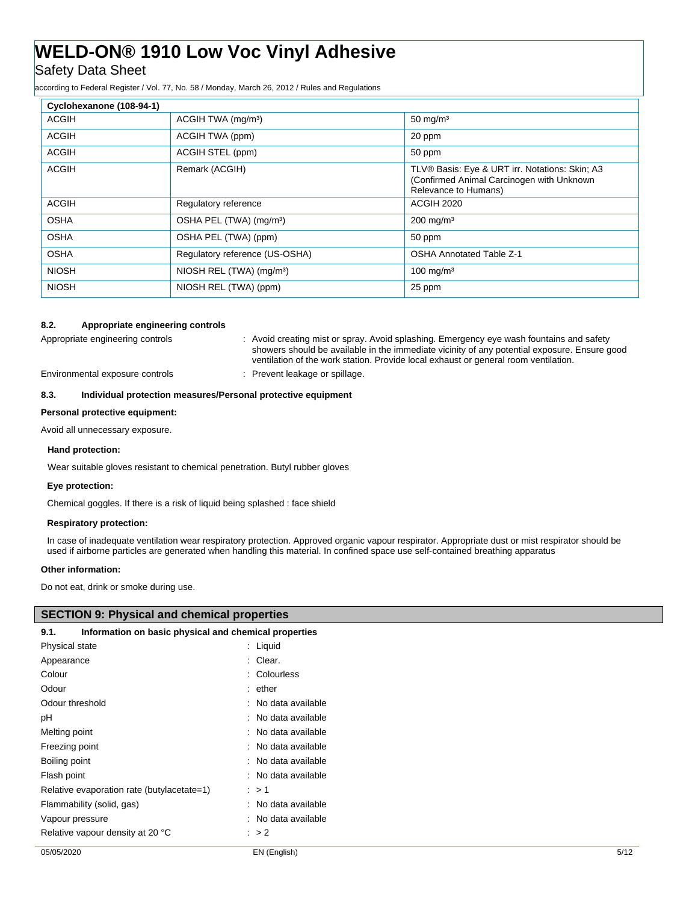| Cyclohexanone (108-94-1) | | |
|---|---|---|
| ACGIH | ACGIH TWA (mg/m³) | 50 mg/m³ |
| ACGIH | ACGIH TWA (ppm) | 20 ppm |
| ACGIH | ACGIH STEL (ppm) | 50 ppm |
| ACGIH | Remark (ACGIH) | TLV® Basis: Eye & URT irr. Notations: Skin; A3 (Confirmed Animal Carcinogen with Unknown Relevance to Humans) |
| ACGIH | Regulatory reference | ACGIH 2020 |
| OSHA | OSHA PEL (TWA) (mg/m³) | 200 mg/m³ |
| OSHA | OSHA PEL (TWA) (ppm) | 50 ppm |
| OSHA | Regulatory reference (US-OSHA) | OSHA Annotated Table Z-1 |
| NIOSH | NIOSH REL (TWA) (mg/m³) | 100 mg/m³ |
| NIOSH | NIOSH REL (TWA) (ppm) | 25 ppm |

### 8.2. Appropriate engineering controls

Appropriate engineering controls : Avoid creating mist or spray. Avoid splashing. Emergency eye wash fountains and safety showers should be available in the immediate vicinity of any potential exposure. Ensure good ventilation of the work station. Provide local exhaust or general room ventilation.

Environmental exposure controls : Prevent leakage or spillage.

### 8.3. Individual protection measures/Personal protective equipment

**Personal protective equipment:**

Avoid all unnecessary exposure.

**Hand protection:**

Wear suitable gloves resistant to chemical penetration. Butyl rubber gloves

**Eye protection:**

Chemical goggles. If there is a risk of liquid being splashed : face shield

**Respiratory protection:**

In case of inadequate ventilation wear respiratory protection. Approved organic vapour respirator. Appropriate dust or mist respirator should be used if airborne particles are generated when handling this material. In confined space use self-contained breathing apparatus

**Other information:**

Do not eat, drink or smoke during use.

## SECTION 9: Physical and chemical properties

### 9.1. Information on basic physical and chemical properties

Physical state : Liquid

Appearance : Clear.

Colour : Colourless

Odour : ether

Odour threshold : No data available

pH : No data available

Melting point : No data available

Freezing point : No data available

Boiling point : No data available

Flash point : No data available

Relative evaporation rate (butylacetate=1) : > 1

Flammability (solid, gas) : No data available

Vapour pressure : No data available

Relative vapour density at 20 °C : > 2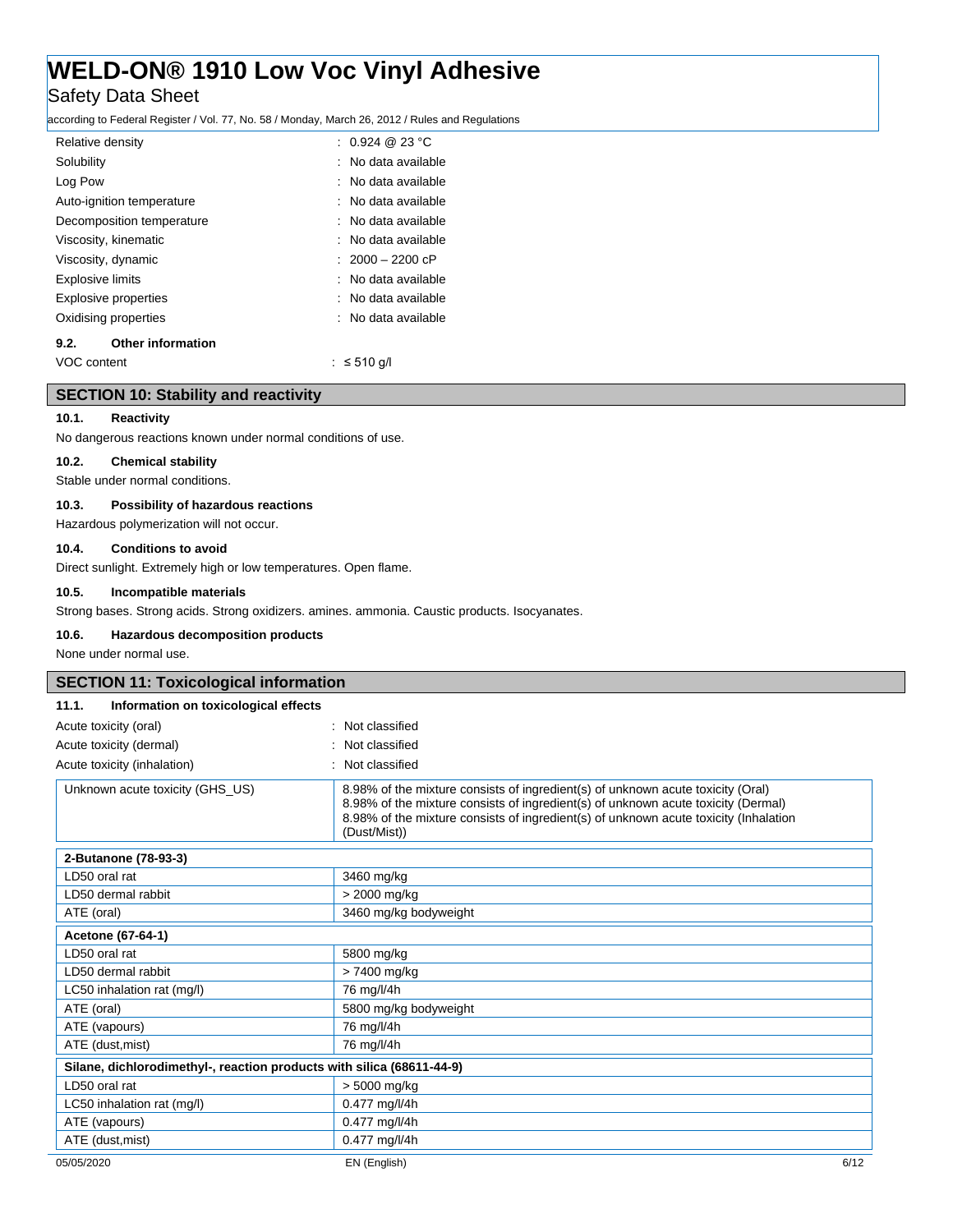| | |
|---|---|
| Relative density | : 0.924 @ 23 °C |
| Solubility | : No data available |
| Log Pow | : No data available |
| Auto-ignition temperature | : No data available |
| Decomposition temperature | : No data available |
| Viscosity, kinematic | : No data available |
| Viscosity, dynamic | : 2000 – 2200 cP |
| Explosive limits | : No data available |
| Explosive properties | : No data available |
| Oxidising properties | : No data available |

### 9.2. Other information

| | |
|---|---|
| VOC content | : ≤ 510 g/l |

## SECTION 10: Stability and reactivity

### 10.1. Reactivity

No dangerous reactions known under normal conditions of use.

### 10.2. Chemical stability

Stable under normal conditions.

### 10.3. Possibility of hazardous reactions

Hazardous polymerization will not occur.

### 10.4. Conditions to avoid

Direct sunlight. Extremely high or low temperatures. Open flame.

### 10.5. Incompatible materials

Strong bases. Strong acids. Strong oxidizers. amines. ammonia. Caustic products. Isocyanates.

### 10.6. Hazardous decomposition products

None under normal use.

## SECTION 11: Toxicological information

### 11.1. Information on toxicological effects

| | |
|---|---|
| Acute toxicity (oral) | : Not classified |
| Acute toxicity (dermal) | : Not classified |
| Acute toxicity (inhalation) | : Not classified |

| | |
|---|---|
| Unknown acute toxicity (GHS_US) | 8.98% of the mixture consists of ingredient(s) of unknown acute toxicity (Oral)<br>8.98% of the mixture consists of ingredient(s) of unknown acute toxicity (Dermal)<br>8.98% of the mixture consists of ingredient(s) of unknown acute toxicity (Inhalation (Dust/Mist)) |

| **2-Butanone (78-93-3)** | |
|---|---|
| LD50 oral rat | 3460 mg/kg |
| LD50 dermal rabbit | > 2000 mg/kg |
| ATE (oral) | 3460 mg/kg bodyweight |

| **Acetone (67-64-1)** | |
|---|---|
| LD50 oral rat | 5800 mg/kg |
| LD50 dermal rabbit | > 7400 mg/kg |
| LC50 inhalation rat (mg/l) | 76 mg/l/4h |
| ATE (oral) | 5800 mg/kg bodyweight |
| ATE (vapours) | 76 mg/l/4h |
| ATE (dust,mist) | 76 mg/l/4h |

| **Silane, dichlorodimethyl-, reaction products with silica (68611-44-9)** | |
|---|---|
| LD50 oral rat | > 5000 mg/kg |
| LC50 inhalation rat (mg/l) | 0.477 mg/l/4h |
| ATE (vapours) | 0.477 mg/l/4h |
| ATE (dust,mist) | 0.477 mg/l/4h |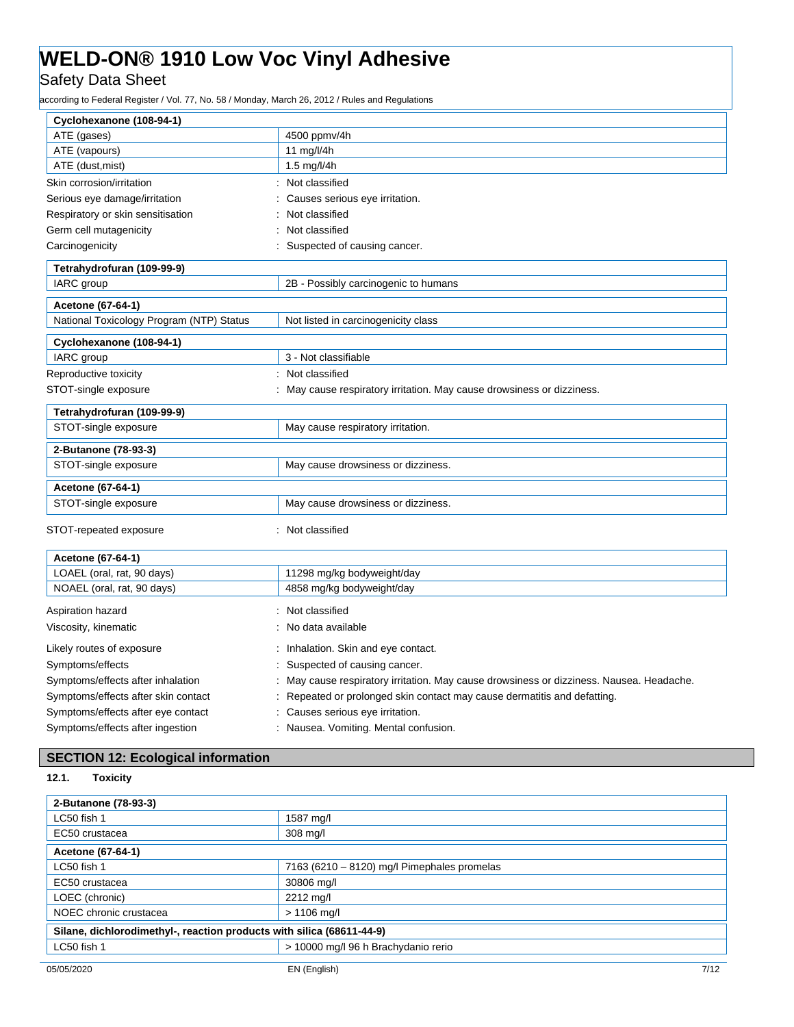| Cyclohexanone (108-94-1) | |
|---|---|
| ATE (gases) | 4500 ppmv/4h |
| ATE (vapours) | 11 mg/l/4h |
| ATE (dust,mist) | 1.5 mg/l/4h |

Skin corrosion/irritation : Not classified

Serious eye damage/irritation : Causes serious eye irritation.

Respiratory or skin sensitisation : Not classified

Germ cell mutagenicity : Not classified

Carcinogenicity : Suspected of causing cancer.

| Tetrahydrofuran (109-99-9) | |
|---|---|
| IARC group | 2B - Possibly carcinogenic to humans |

| Acetone (67-64-1) | |
|---|---|
| National Toxicology Program (NTP) Status | Not listed in carcinogenicity class |

| Cyclohexanone (108-94-1) | |
|---|---|
| IARC group | 3 - Not classifiable |

Reproductive toxicity : Not classified

STOT-single exposure : May cause respiratory irritation. May cause drowsiness or dizziness.

| Tetrahydrofuran (109-99-9) | |
|---|---|
| STOT-single exposure | May cause respiratory irritation. |

| 2-Butanone (78-93-3) | |
|---|---|
| STOT-single exposure | May cause drowsiness or dizziness. |

| Acetone (67-64-1) | |
|---|---|
| STOT-single exposure | May cause drowsiness or dizziness. |

STOT-repeated exposure : Not classified

| Acetone (67-64-1) | |
|---|---|
| LOAEL (oral, rat, 90 days) | 11298 mg/kg bodyweight/day |
| NOAEL (oral, rat, 90 days) | 4858 mg/kg bodyweight/day |

Aspiration hazard : Not classified

Viscosity, kinematic : No data available

Likely routes of exposure : Inhalation. Skin and eye contact.

Symptoms/effects : Suspected of causing cancer.

Symptoms/effects after inhalation : May cause respiratory irritation. May cause drowsiness or dizziness. Nausea. Headache.

Symptoms/effects after skin contact : Repeated or prolonged skin contact may cause dermatitis and defatting.

Symptoms/effects after eye contact : Causes serious eye irritation.

Symptoms/effects after ingestion : Nausea. Vomiting. Mental confusion.

## SECTION 12: Ecological information

### 12.1. Toxicity

| 2-Butanone (78-93-3) | |
|---|---|
| LC50 fish 1 | 1587 mg/l |
| EC50 crustacea | 308 mg/l |
| **Acetone (67-64-1)** | |
| LC50 fish 1 | 7163 (6210 – 8120) mg/l Pimephales promelas |
| EC50 crustacea | 30806 mg/l |
| LOEC (chronic) | 2212 mg/l |
| NOEC chronic crustacea | > 1106 mg/l |
| **Silane, dichlorodimethyl-, reaction products with silica (68611-44-9)** | |
| LC50 fish 1 | > 10000 mg/l 96 h Brachydanio rerio |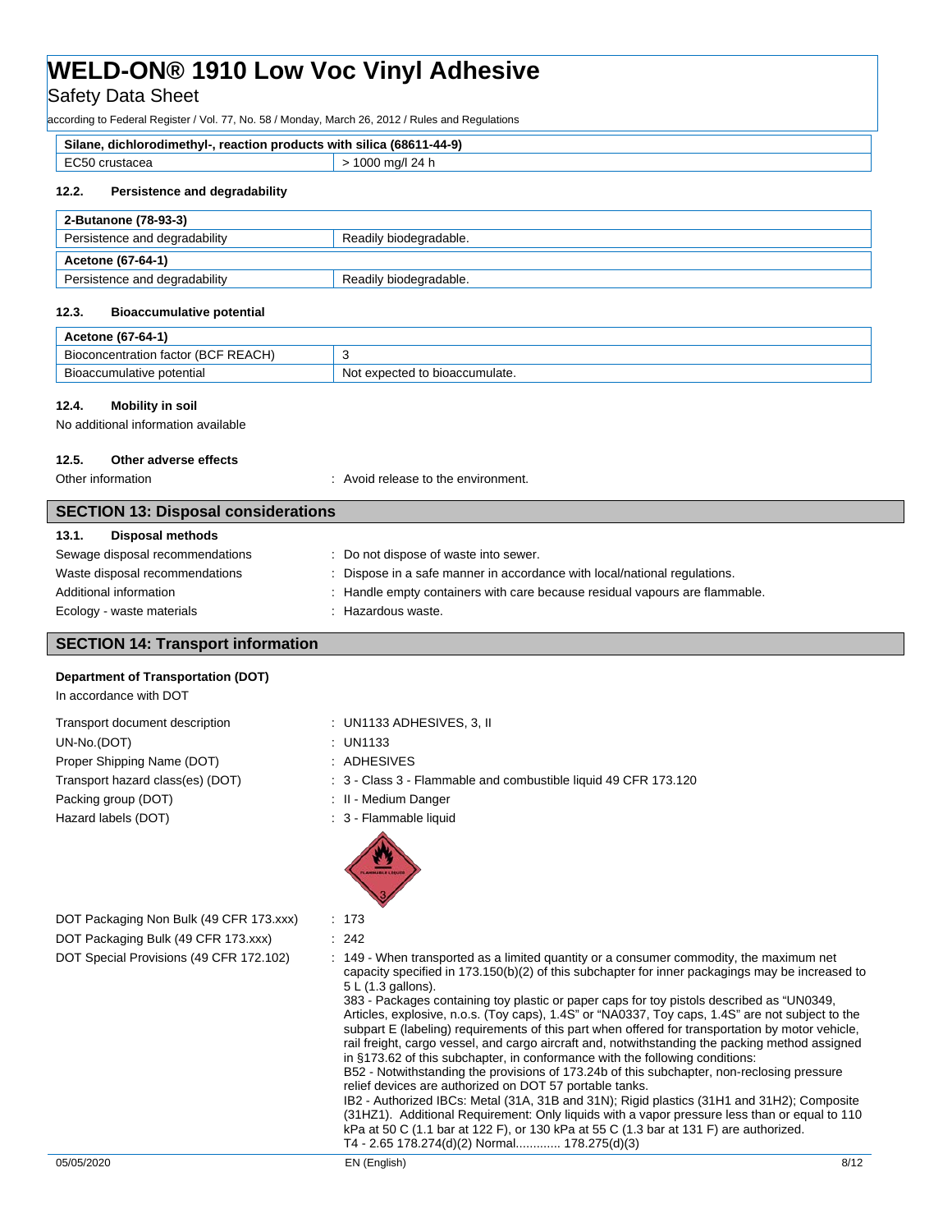| Silane, dichlorodimethyl-, reaction products with silica (68611-44-9) | |
|---|---|
| EC50 crustacea | > 1000 mg/l 24 h |

### 12.2. Persistence and degradability

| 2-Butanone (78-93-3) | |
|---|---|
| Persistence and degradability | Readily biodegradable. |
| **Acetone (67-64-1)** | |
| Persistence and degradability | Readily biodegradable. |

### 12.3. Bioaccumulative potential

| Acetone (67-64-1) | |
|---|---|
| Bioconcentration factor (BCF REACH) | 3 |
| Bioaccumulative potential | Not expected to bioaccumulate. |

### 12.4. Mobility in soil

No additional information available

### 12.5. Other adverse effects

Other information : Avoid release to the environment.

## SECTION 13: Disposal considerations

### 13.1. Disposal methods

Sewage disposal recommendations : Do not dispose of waste into sewer.

Waste disposal recommendations : Dispose in a safe manner in accordance with local/national regulations.

Additional information : Handle empty containers with care because residual vapours are flammable.

Ecology - waste materials : Hazardous waste.

## SECTION 14: Transport information

**Department of Transportation (DOT)**

In accordance with DOT

Transport document description : UN1133 ADHESIVES, 3, II

UN-No.(DOT) : UN1133

Proper Shipping Name (DOT) : ADHESIVES

Transport hazard class(es) (DOT) : 3 - Class 3 - Flammable and combustible liquid 49 CFR 173.120

Packing group (DOT) : II - Medium Danger

Hazard labels (DOT) : 3 - Flammable liquid

DOT Packaging Non Bulk (49 CFR 173.xxx) : 173

DOT Packaging Bulk (49 CFR 173.xxx) : 242

DOT Special Provisions (49 CFR 172.102) : 149 - When transported as a limited quantity or a consumer commodity, the maximum net capacity specified in 173.150(b)(2) of this subchapter for inner packagings may be increased to 5 L (1.3 gallons).
383 - Packages containing toy plastic or paper caps for toy pistols described as "UN0349, Articles, explosive, n.o.s. (Toy caps), 1.4S" or "NA0337, Toy caps, 1.4S" are not subject to the subpart E (labeling) requirements of this part when offered for transportation by motor vehicle, rail freight, cargo vessel, and cargo aircraft and, notwithstanding the packing method assigned in §173.62 of this subchapter, in conformance with the following conditions:
B52 - Notwithstanding the provisions of 173.24b of this subchapter, non-reclosing pressure relief devices are authorized on DOT 57 portable tanks.
IB2 - Authorized IBCs: Metal (31A, 31B and 31N); Rigid plastics (31H1 and 31H2); Composite (31HZ1). Additional Requirement: Only liquids with a vapor pressure less than or equal to 110 kPa at 50 C (1.1 bar at 122 F), or 130 kPa at 55 C (1.3 bar at 131 F) are authorized.
T4 - 2.65 178.274(d)(2) Normal............. 178.275(d)(3)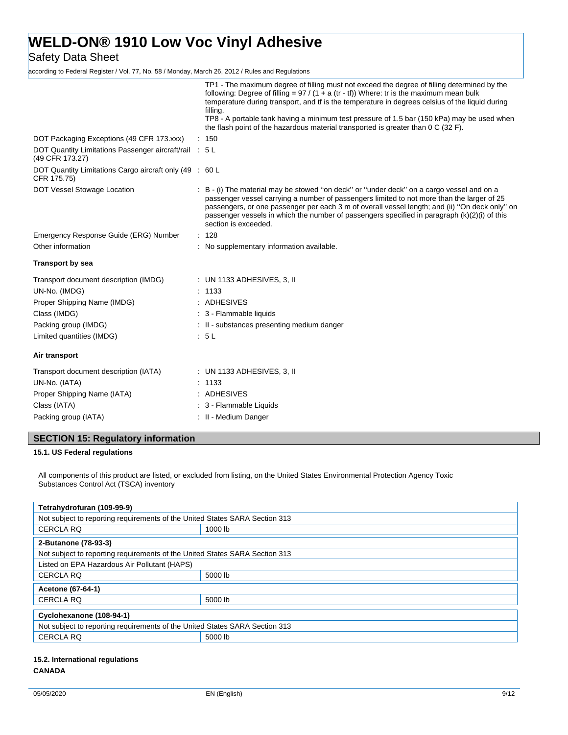TP1 - The maximum degree of filling must not exceed the degree of filling determined by the following: Degree of filling = 97 / (1 + a (tr - tf)) Where: tr is the maximum mean bulk temperature during transport, and tf is the temperature in degrees celsius of the liquid during filling.
TP8 - A portable tank having a minimum test pressure of 1.5 bar (150 kPa) may be used when the flash point of the hazardous material transported is greater than 0 C (32 F).

DOT Packaging Exceptions (49 CFR 173.xxx) : 150

DOT Quantity Limitations Passenger aircraft/rail (49 CFR 173.27) : 5 L

DOT Quantity Limitations Cargo aircraft only (49 CFR 175.75) : 60 L

DOT Vessel Stowage Location : B - (i) The material may be stowed ''on deck'' or ''under deck'' on a cargo vessel and on a passenger vessel carrying a number of passengers limited to not more than the larger of 25 passengers, or one passenger per each 3 m of overall vessel length; and (ii) ''On deck only'' on passenger vessels in which the number of passengers specified in paragraph (k)(2)(i) of this section is exceeded.

Emergency Response Guide (ERG) Number : 128

Other information : No supplementary information available.

**Transport by sea**

Transport document description (IMDG) : UN 1133 ADHESIVES, 3, II

UN-No. (IMDG) : 1133

Proper Shipping Name (IMDG) : ADHESIVES

Class (IMDG) : 3 - Flammable liquids

Packing group (IMDG) : II - substances presenting medium danger

Limited quantities (IMDG) : 5 L

**Air transport**

Transport document description (IATA) : UN 1133 ADHESIVES, 3, II

UN-No. (IATA) : 1133

Proper Shipping Name (IATA) : ADHESIVES

Class (IATA) : 3 - Flammable Liquids

Packing group (IATA) : II - Medium Danger

## SECTION 15: Regulatory information

### 15.1. US Federal regulations

All components of this product are listed, or excluded from listing, on the United States Environmental Protection Agency Toxic Substances Control Act (TSCA) inventory

| **Tetrahydrofuran (109-99-9)** | |
|---|---|
| Not subject to reporting requirements of the United States SARA Section 313 | |
| CERCLA RQ | 1000 lb |

| **2-Butanone (78-93-3)** | |
|---|---|
| Not subject to reporting requirements of the United States SARA Section 313 | |
| Listed on EPA Hazardous Air Pollutant (HAPS) | |
| CERCLA RQ | 5000 lb |

| **Acetone (67-64-1)** | |
|---|---|
| CERCLA RQ | 5000 lb |

| **Cyclohexanone (108-94-1)** | |
|---|---|
| Not subject to reporting requirements of the United States SARA Section 313 | |
| CERCLA RQ | 5000 lb |

### 15.2. International regulations

**CANADA**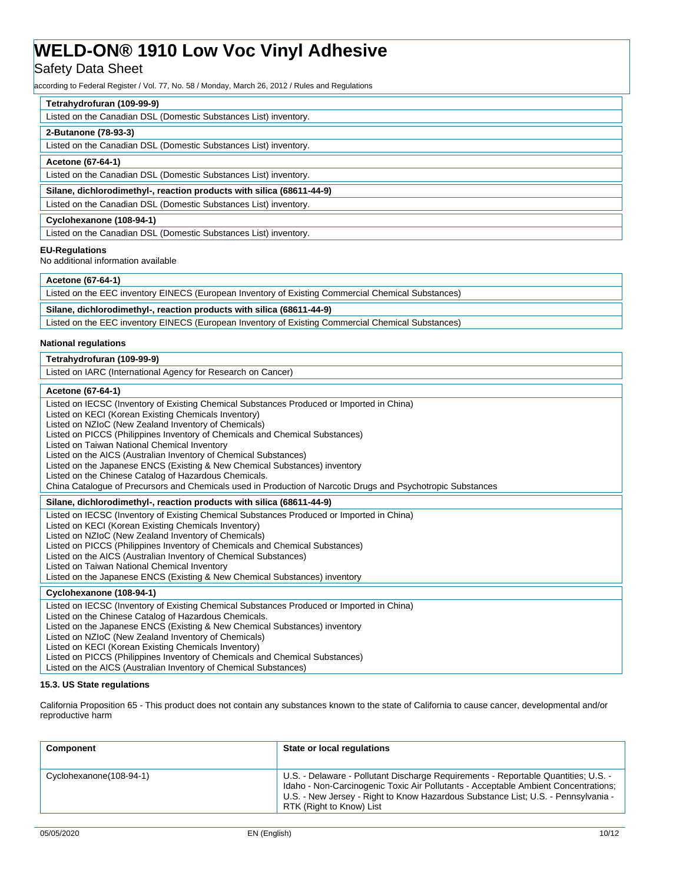| Tetrahydrofuran (109-99-9) |
|---|
| Listed on the Canadian DSL (Domestic Substances List) inventory. |

| 2-Butanone (78-93-3) |
|---|
| Listed on the Canadian DSL (Domestic Substances List) inventory. |

| Acetone (67-64-1) |
|---|
| Listed on the Canadian DSL (Domestic Substances List) inventory. |

| Silane, dichlorodimethyl-, reaction products with silica (68611-44-9) |
|---|
| Listed on the Canadian DSL (Domestic Substances List) inventory. |

| Cyclohexanone (108-94-1) |
|---|
| Listed on the Canadian DSL (Domestic Substances List) inventory. |

**EU-Regulations**

No additional information available

| Acetone (67-64-1) |
|---|
| Listed on the EEC inventory EINECS (European Inventory of Existing Commercial Chemical Substances) |

| Silane, dichlorodimethyl-, reaction products with silica (68611-44-9) |
|---|
| Listed on the EEC inventory EINECS (European Inventory of Existing Commercial Chemical Substances) |

**National regulations**

| Tetrahydrofuran (109-99-9) |
|---|
| Listed on IARC (International Agency for Research on Cancer) |

| Acetone (67-64-1) |
|---|
| Listed on IECSC (Inventory of Existing Chemical Substances Produced or Imported in China)<br>Listed on KECI (Korean Existing Chemicals Inventory)<br>Listed on NZIoC (New Zealand Inventory of Chemicals)<br>Listed on PICCS (Philippines Inventory of Chemicals and Chemical Substances)<br>Listed on Taiwan National Chemical Inventory<br>Listed on the AICS (Australian Inventory of Chemical Substances)<br>Listed on the Japanese ENCS (Existing & New Chemical Substances) inventory<br>Listed on the Chinese Catalog of Hazardous Chemicals.<br>China Catalogue of Precursors and Chemicals used in Production of Narcotic Drugs and Psychotropic Substances |

| Silane, dichlorodimethyl-, reaction products with silica (68611-44-9) |
|---|
| Listed on IECSC (Inventory of Existing Chemical Substances Produced or Imported in China)<br>Listed on KECI (Korean Existing Chemicals Inventory)<br>Listed on NZIoC (New Zealand Inventory of Chemicals)<br>Listed on PICCS (Philippines Inventory of Chemicals and Chemical Substances)<br>Listed on the AICS (Australian Inventory of Chemical Substances)<br>Listed on Taiwan National Chemical Inventory<br>Listed on the Japanese ENCS (Existing & New Chemical Substances) inventory |

| Cyclohexanone (108-94-1) |
|---|
| Listed on IECSC (Inventory of Existing Chemical Substances Produced or Imported in China)<br>Listed on the Chinese Catalog of Hazardous Chemicals.<br>Listed on the Japanese ENCS (Existing & New Chemical Substances) inventory<br>Listed on NZIoC (New Zealand Inventory of Chemicals)<br>Listed on KECI (Korean Existing Chemicals Inventory)<br>Listed on PICCS (Philippines Inventory of Chemicals and Chemical Substances)<br>Listed on the AICS (Australian Inventory of Chemical Substances) |

### 15.3. US State regulations

California Proposition 65 - This product does not contain any substances known to the state of California to cause cancer, developmental and/or reproductive harm

| Component | State or local regulations |
|---|---|
| Cyclohexanone(108-94-1) | U.S. - Delaware - Pollutant Discharge Requirements - Reportable Quantities; U.S. - Idaho - Non-Carcinogenic Toxic Air Pollutants - Acceptable Ambient Concentrations; U.S. - New Jersey - Right to Know Hazardous Substance List; U.S. - Pennsylvania - RTK (Right to Know) List |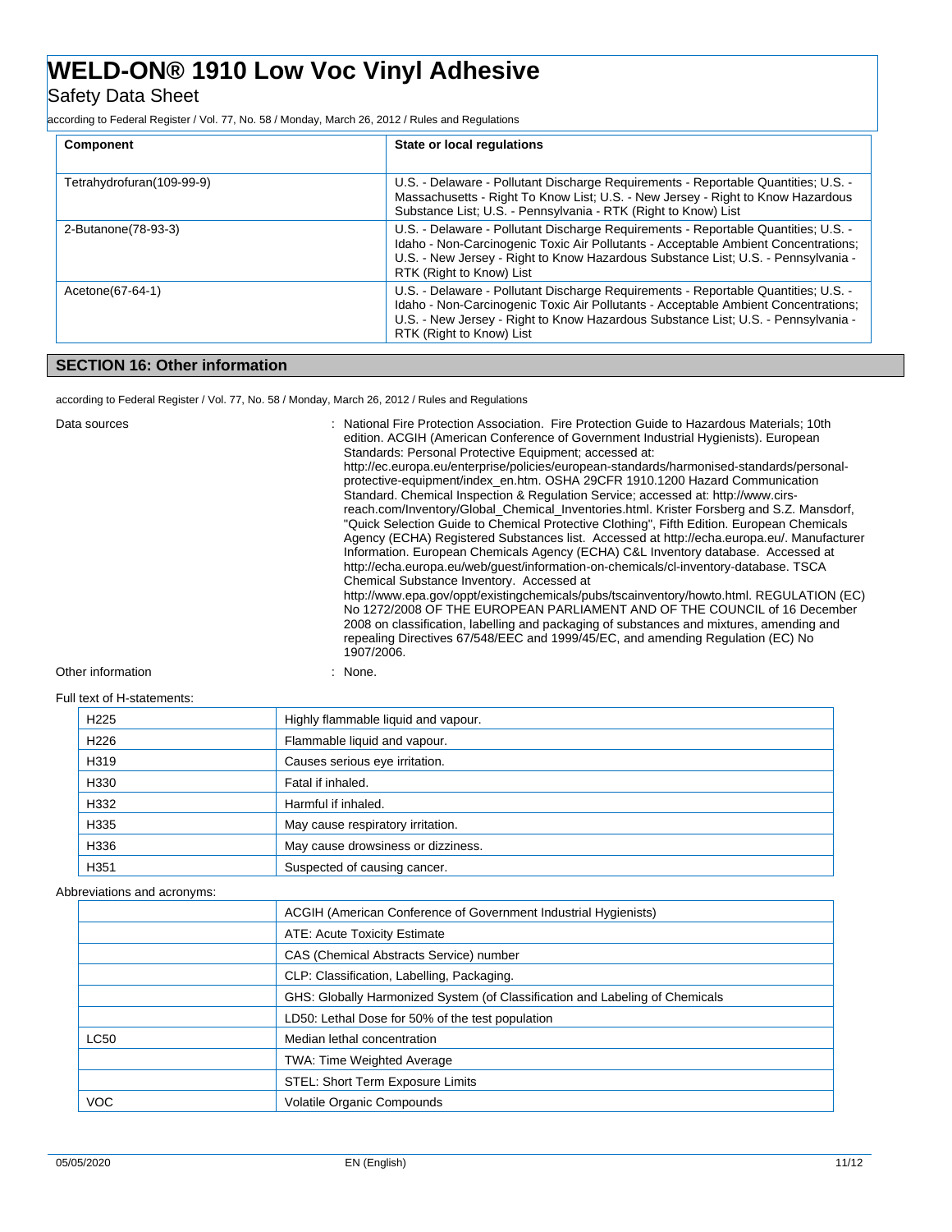| Component | State or local regulations |
|---|---|
| Tetrahydrofuran(109-99-9) | U.S. - Delaware - Pollutant Discharge Requirements - Reportable Quantities; U.S. - Massachusetts - Right To Know List; U.S. - New Jersey - Right to Know Hazardous Substance List; U.S. - Pennsylvania - RTK (Right to Know) List |
| 2-Butanone(78-93-3) | U.S. - Delaware - Pollutant Discharge Requirements - Reportable Quantities; U.S. - Idaho - Non-Carcinogenic Toxic Air Pollutants - Acceptable Ambient Concentrations; U.S. - New Jersey - Right to Know Hazardous Substance List; U.S. - Pennsylvania - RTK (Right to Know) List |
| Acetone(67-64-1) | U.S. - Delaware - Pollutant Discharge Requirements - Reportable Quantities; U.S. - Idaho - Non-Carcinogenic Toxic Air Pollutants - Acceptable Ambient Concentrations; U.S. - New Jersey - Right to Know Hazardous Substance List; U.S. - Pennsylvania - RTK (Right to Know) List |

## SECTION 16: Other information

according to Federal Register / Vol. 77, No. 58 / Monday, March 26, 2012 / Rules and Regulations

Data sources : National Fire Protection Association. Fire Protection Guide to Hazardous Materials; 10th edition. ACGIH (American Conference of Government Industrial Hygienists). European Standards: Personal Protective Equipment; accessed at: http://ec.europa.eu/enterprise/policies/european-standards/harmonised-standards/personal-protective-equipment/index_en.htm. OSHA 29CFR 1910.1200 Hazard Communication Standard. Chemical Inspection & Regulation Service; accessed at: http://www.cirs-reach.com/Inventory/Global_Chemical_Inventories.html. Krister Forsberg and S.Z. Mansdorf, "Quick Selection Guide to Chemical Protective Clothing", Fifth Edition. European Chemicals Agency (ECHA) Registered Substances list. Accessed at http://echa.europa.eu/. Manufacturer Information. European Chemicals Agency (ECHA) C&L Inventory database. Accessed at http://echa.europa.eu/web/guest/information-on-chemicals/cl-inventory-database. TSCA Chemical Substance Inventory. Accessed at http://www.epa.gov/oppt/existingchemicals/pubs/tscainventory/howto.html. REGULATION (EC) No 1272/2008 OF THE EUROPEAN PARLIAMENT AND OF THE COUNCIL of 16 December 2008 on classification, labelling and packaging of substances and mixtures, amending and repealing Directives 67/548/EEC and 1999/45/EC, and amending Regulation (EC) No 1907/2006.

Other information : None.

Full text of H-statements:

| | |
|---|---|
| H225 | Highly flammable liquid and vapour. |
| H226 | Flammable liquid and vapour. |
| H319 | Causes serious eye irritation. |
| H330 | Fatal if inhaled. |
| H332 | Harmful if inhaled. |
| H335 | May cause respiratory irritation. |
| H336 | May cause drowsiness or dizziness. |
| H351 | Suspected of causing cancer. |

Abbreviations and acronyms:

| | |
|---|---|
| | ACGIH (American Conference of Government Industrial Hygienists) |
| | ATE: Acute Toxicity Estimate |
| | CAS (Chemical Abstracts Service) number |
| | CLP: Classification, Labelling, Packaging. |
| | GHS: Globally Harmonized System (of Classification and Labeling of Chemicals |
| | LD50: Lethal Dose for 50% of the test population |
| LC50 | Median lethal concentration |
| | TWA: Time Weighted Average |
| | STEL: Short Term Exposure Limits |
| VOC | Volatile Organic Compounds |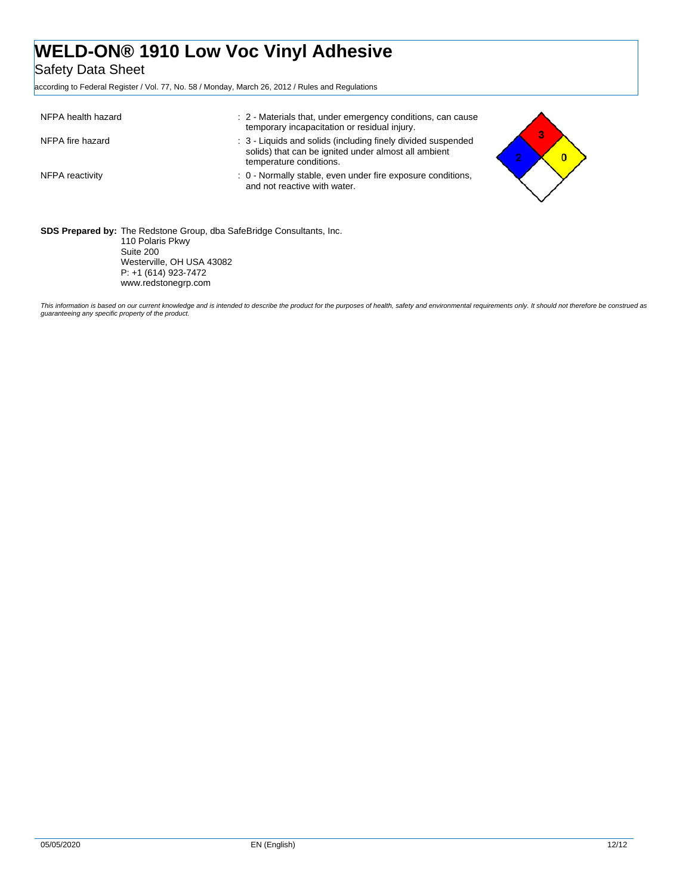NFPA health hazard : 2 - Materials that, under emergency conditions, can cause temporary incapacitation or residual injury.

NFPA fire hazard : 3 - Liquids and solids (including finely divided suspended solids) that can be ignited under almost all ambient temperature conditions.

NFPA reactivity : 0 - Normally stable, even under fire exposure conditions, and not reactive with water.

3

2 0

**SDS Prepared by:** The Redstone Group, dba SafeBridge Consultants, Inc.
110 Polaris Pkwy
Suite 200
Westerville, OH USA 43082
P: +1 (614) 923-7472
www.redstonegrp.com

*This information is based on our current knowledge and is intended to describe the product for the purposes of health, safety and environmental requirements only. It should not therefore be construed as guaranteeing any specific property of the product.*